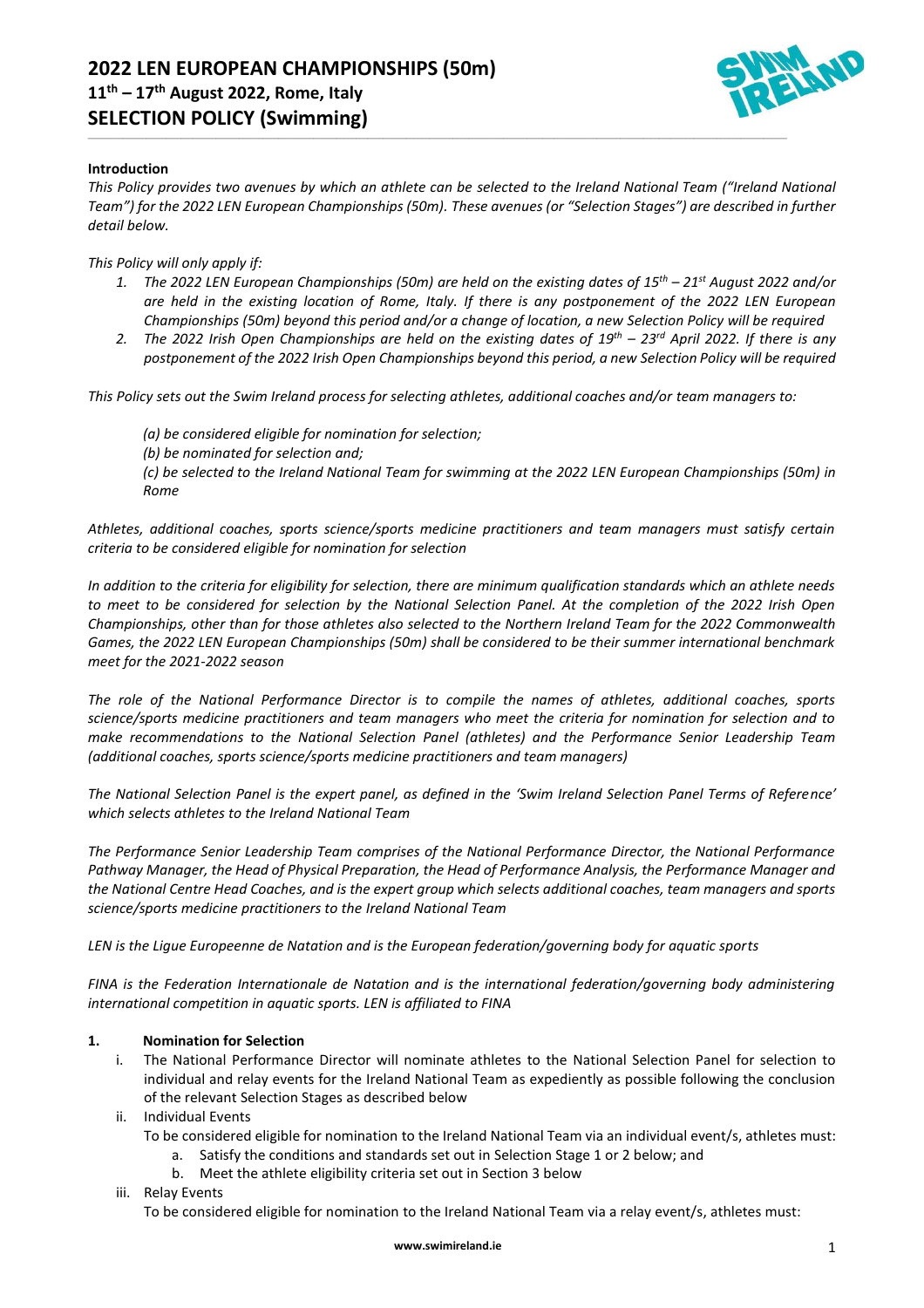# 2022 LEN EUROPEAN CHAMPIONSHIPS (50m)

## 11th – 17th August 2022, Rome, Italy

## SELECTION POLICY (Swimming)

**Introduction**

*This Policy provides two avenues by which an athlete can be selected to the Ireland National Team ("Ireland National Team") for the 2022 LEN European Championships (50m). These avenues (or "Selection Stages") are described in further detail below.*

*This Policy will only apply if:*

1. *The 2022 LEN European Championships (50m) are held on the existing dates of 15th – 21st August 2022 and/or are held in the existing location of Rome, Italy. If there is any postponement of the 2022 LEN European Championships (50m) beyond this period and/or a change of location, a new Selection Policy will be required*
2. *The 2022 Irish Open Championships are held on the existing dates of 19th – 23rd April 2022. If there is any postponement of the 2022 Irish Open Championships beyond this period, a new Selection Policy will be required*

*This Policy sets out the Swim Ireland process for selecting athletes, additional coaches and/or team managers to:*

*(a) be considered eligible for nomination for selection;*
*(b) be nominated for selection and;*
*(c) be selected to the Ireland National Team for swimming at the 2022 LEN European Championships (50m) in Rome*

*Athletes, additional coaches, sports science/sports medicine practitioners and team managers must satisfy certain criteria to be considered eligible for nomination for selection*

*In addition to the criteria for eligibility for selection, there are minimum qualification standards which an athlete needs to meet to be considered for selection by the National Selection Panel. At the completion of the 2022 Irish Open Championships, other than for those athletes also selected to the Northern Ireland Team for the 2022 Commonwealth Games, the 2022 LEN European Championships (50m) shall be considered to be their summer international benchmark meet for the 2021-2022 season*

*The role of the National Performance Director is to compile the names of athletes, additional coaches, sports science/sports medicine practitioners and team managers who meet the criteria for nomination for selection and to make recommendations to the National Selection Panel (athletes) and the Performance Senior Leadership Team (additional coaches, sports science/sports medicine practitioners and team managers)*

*The National Selection Panel is the expert panel, as defined in the 'Swim Ireland Selection Panel Terms of Reference' which selects athletes to the Ireland National Team*

*The Performance Senior Leadership Team comprises of the National Performance Director, the National Performance Pathway Manager, the Head of Physical Preparation, the Head of Performance Analysis, the Performance Manager and the National Centre Head Coaches, and is the expert group which selects additional coaches, team managers and sports science/sports medicine practitioners to the Ireland National Team*

*LEN is the Ligue Europeenne de Natation and is the European federation/governing body for aquatic sports*

*FINA is the Federation Internationale de Natation and is the international federation/governing body administering international competition in aquatic sports. LEN is affiliated to FINA*

### 1. Nomination for Selection

i. The National Performance Director will nominate athletes to the National Selection Panel for selection to individual and relay events for the Ireland National Team as expediently as possible following the conclusion of the relevant Selection Stages as described below

ii. Individual Events

To be considered eligible for nomination to the Ireland National Team via an individual event/s, athletes must:

a. Satisfy the conditions and standards set out in Selection Stage 1 or 2 below; and
b. Meet the athlete eligibility criteria set out in Section 3 below

iii. Relay Events

To be considered eligible for nomination to the Ireland National Team via a relay event/s, athletes must: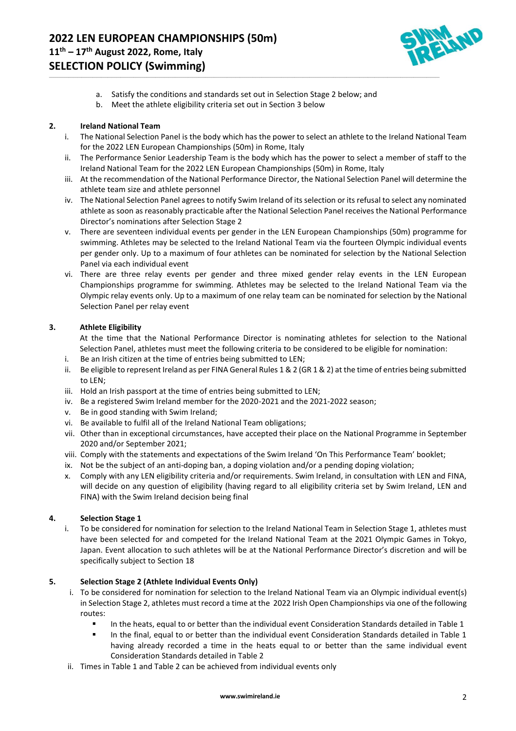a. Satisfy the conditions and standards set out in Selection Stage 2 below; and
b. Meet the athlete eligibility criteria set out in Section 3 below

## 2. Ireland National Team

i. The National Selection Panel is the body which has the power to select an athlete to the Ireland National Team for the 2022 LEN European Championships (50m) in Rome, Italy
ii. The Performance Senior Leadership Team is the body which has the power to select a member of staff to the Ireland National Team for the 2022 LEN European Championships (50m) in Rome, Italy
iii. At the recommendation of the National Performance Director, the National Selection Panel will determine the athlete team size and athlete personnel
iv. The National Selection Panel agrees to notify Swim Ireland of its selection or its refusal to select any nominated athlete as soon as reasonably practicable after the National Selection Panel receives the National Performance Director's nominations after Selection Stage 2
v. There are seventeen individual events per gender in the LEN European Championships (50m) programme for swimming. Athletes may be selected to the Ireland National Team via the fourteen Olympic individual events per gender only. Up to a maximum of four athletes can be nominated for selection by the National Selection Panel via each individual event
vi. There are three relay events per gender and three mixed gender relay events in the LEN European Championships programme for swimming. Athletes may be selected to the Ireland National Team via the Olympic relay events only. Up to a maximum of one relay team can be nominated for selection by the National Selection Panel per relay event

## 3. Athlete Eligibility

At the time that the National Performance Director is nominating athletes for selection to the National Selection Panel, athletes must meet the following criteria to be considered to be eligible for nomination:

i. Be an Irish citizen at the time of entries being submitted to LEN;
ii. Be eligible to represent Ireland as per FINA General Rules 1 & 2 (GR 1 & 2) at the time of entries being submitted to LEN;
iii. Hold an Irish passport at the time of entries being submitted to LEN;
iv. Be a registered Swim Ireland member for the 2020-2021 and the 2021-2022 season;
v. Be in good standing with Swim Ireland;
vi. Be available to fulfil all of the Ireland National Team obligations;
vii. Other than in exceptional circumstances, have accepted their place on the National Programme in September 2020 and/or September 2021;
viii. Comply with the statements and expectations of the Swim Ireland 'On This Performance Team' booklet;
ix. Not be the subject of an anti-doping ban, a doping violation and/or a pending doping violation;
x. Comply with any LEN eligibility criteria and/or requirements. Swim Ireland, in consultation with LEN and FINA, will decide on any question of eligibility (having regard to all eligibility criteria set by Swim Ireland, LEN and FINA) with the Swim Ireland decision being final

## 4. Selection Stage 1

i. To be considered for nomination for selection to the Ireland National Team in Selection Stage 1, athletes must have been selected for and competed for the Ireland National Team at the 2021 Olympic Games in Tokyo, Japan. Event allocation to such athletes will be at the National Performance Director's discretion and will be specifically subject to Section 18

## 5. Selection Stage 2 (Athlete Individual Events Only)

i. To be considered for nomination for selection to the Ireland National Team via an Olympic individual event(s) in Selection Stage 2, athletes must record a time at the 2022 Irish Open Championships via one of the following routes:
   - In the heats, equal to or better than the individual event Consideration Standards detailed in Table 1
   - In the final, equal to or better than the individual event Consideration Standards detailed in Table 1 having already recorded a time in the heats equal to or better than the same individual event Consideration Standards detailed in Table 2
ii. Times in Table 1 and Table 2 can be achieved from individual events only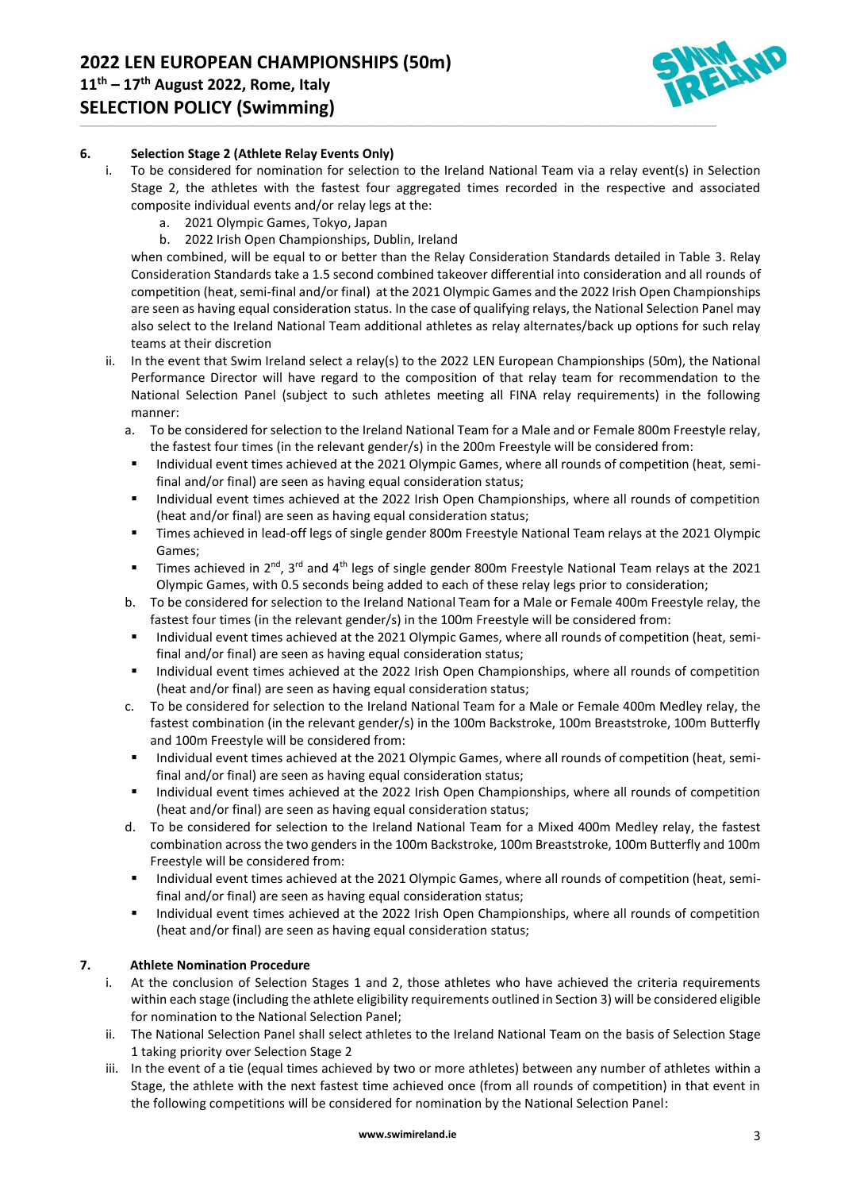## 6. Selection Stage 2 (Athlete Relay Events Only)

i. To be considered for nomination for selection to the Ireland National Team via a relay event(s) in Selection Stage 2, the athletes with the fastest four aggregated times recorded in the respective and associated composite individual events and/or relay legs at the:

   a. 2021 Olympic Games, Tokyo, Japan
   b. 2022 Irish Open Championships, Dublin, Ireland

   when combined, will be equal to or better than the Relay Consideration Standards detailed in Table 3. Relay Consideration Standards take a 1.5 second combined takeover differential into consideration and all rounds of competition (heat, semi-final and/or final) at the 2021 Olympic Games and the 2022 Irish Open Championships are seen as having equal consideration status. In the case of qualifying relays, the National Selection Panel may also select to the Ireland National Team additional athletes as relay alternates/back up options for such relay teams at their discretion

ii. In the event that Swim Ireland select a relay(s) to the 2022 LEN European Championships (50m), the National Performance Director will have regard to the composition of that relay team for recommendation to the National Selection Panel (subject to such athletes meeting all FINA relay requirements) in the following manner:

   a. To be considered for selection to the Ireland National Team for a Male and or Female 800m Freestyle relay, the fastest four times (in the relevant gender/s) in the 200m Freestyle will be considered from:
      - Individual event times achieved at the 2021 Olympic Games, where all rounds of competition (heat, semi-final and/or final) are seen as having equal consideration status;
      - Individual event times achieved at the 2022 Irish Open Championships, where all rounds of competition (heat and/or final) are seen as having equal consideration status;
      - Times achieved in lead-off legs of single gender 800m Freestyle National Team relays at the 2021 Olympic Games;
      - Times achieved in 2nd, 3rd and 4th legs of single gender 800m Freestyle National Team relays at the 2021 Olympic Games, with 0.5 seconds being added to each of these relay legs prior to consideration;

   b. To be considered for selection to the Ireland National Team for a Male or Female 400m Freestyle relay, the fastest four times (in the relevant gender/s) in the 100m Freestyle will be considered from:
      - Individual event times achieved at the 2021 Olympic Games, where all rounds of competition (heat, semi-final and/or final) are seen as having equal consideration status;
      - Individual event times achieved at the 2022 Irish Open Championships, where all rounds of competition (heat and/or final) are seen as having equal consideration status;

   c. To be considered for selection to the Ireland National Team for a Male or Female 400m Medley relay, the fastest combination (in the relevant gender/s) in the 100m Backstroke, 100m Breaststroke, 100m Butterfly and 100m Freestyle will be considered from:
      - Individual event times achieved at the 2021 Olympic Games, where all rounds of competition (heat, semi-final and/or final) are seen as having equal consideration status;
      - Individual event times achieved at the 2022 Irish Open Championships, where all rounds of competition (heat and/or final) are seen as having equal consideration status;

   d. To be considered for selection to the Ireland National Team for a Mixed 400m Medley relay, the fastest combination across the two genders in the 100m Backstroke, 100m Breaststroke, 100m Butterfly and 100m Freestyle will be considered from:
      - Individual event times achieved at the 2021 Olympic Games, where all rounds of competition (heat, semi-final and/or final) are seen as having equal consideration status;
      - Individual event times achieved at the 2022 Irish Open Championships, where all rounds of competition (heat and/or final) are seen as having equal consideration status;

## 7. Athlete Nomination Procedure

i. At the conclusion of Selection Stages 1 and 2, those athletes who have achieved the criteria requirements within each stage (including the athlete eligibility requirements outlined in Section 3) will be considered eligible for nomination to the National Selection Panel;

ii. The National Selection Panel shall select athletes to the Ireland National Team on the basis of Selection Stage 1 taking priority over Selection Stage 2

iii. In the event of a tie (equal times achieved by two or more athletes) between any number of athletes within a Stage, the athlete with the next fastest time achieved once (from all rounds of competition) in that event in the following competitions will be considered for nomination by the National Selection Panel: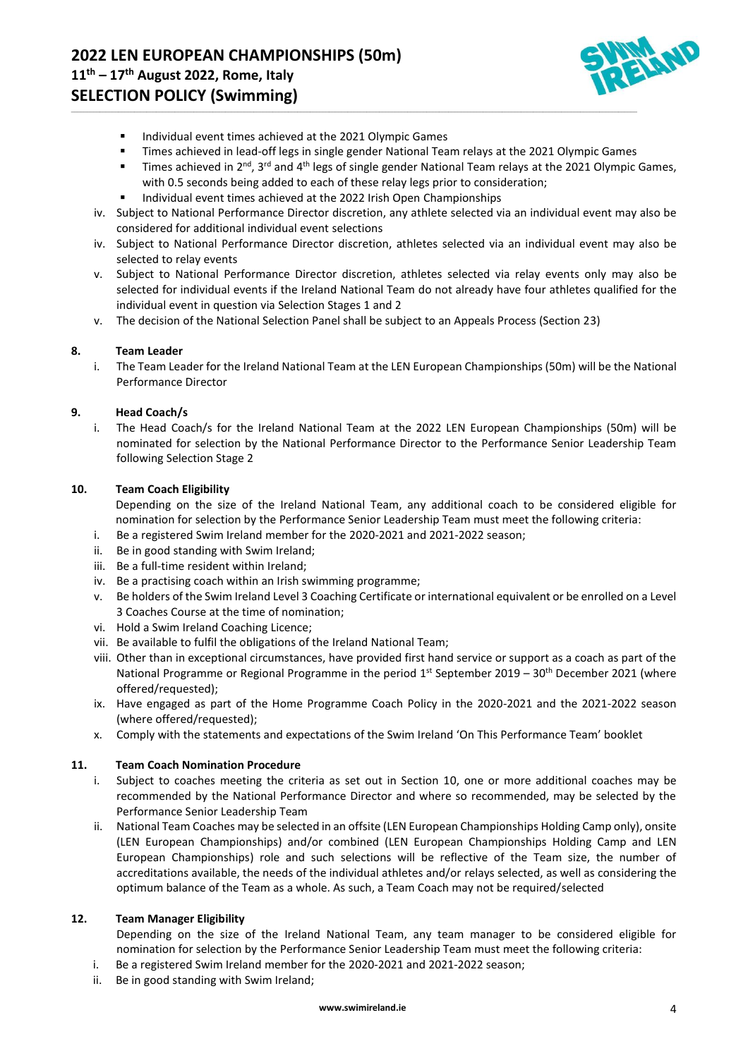- Individual event times achieved at the 2021 Olympic Games
- Times achieved in lead-off legs in single gender National Team relays at the 2021 Olympic Games
- Times achieved in 2nd, 3rd and 4th legs of single gender National Team relays at the 2021 Olympic Games, with 0.5 seconds being added to each of these relay legs prior to consideration;
- Individual event times achieved at the 2022 Irish Open Championships

iv. Subject to National Performance Director discretion, any athlete selected via an individual event may also be considered for additional individual event selections

iv. Subject to National Performance Director discretion, athletes selected via an individual event may also be selected to relay events

v. Subject to National Performance Director discretion, athletes selected via relay events only may also be selected for individual events if the Ireland National Team do not already have four athletes qualified for the individual event in question via Selection Stages 1 and 2

v. The decision of the National Selection Panel shall be subject to an Appeals Process (Section 23)

## 8. Team Leader

i. The Team Leader for the Ireland National Team at the LEN European Championships (50m) will be the National Performance Director

## 9. Head Coach/s

i. The Head Coach/s for the Ireland National Team at the 2022 LEN European Championships (50m) will be nominated for selection by the National Performance Director to the Performance Senior Leadership Team following Selection Stage 2

## 10. Team Coach Eligibility

Depending on the size of the Ireland National Team, any additional coach to be considered eligible for nomination for selection by the Performance Senior Leadership Team must meet the following criteria:

i. Be a registered Swim Ireland member for the 2020-2021 and 2021-2022 season;

ii. Be in good standing with Swim Ireland;

iii. Be a full-time resident within Ireland;

iv. Be a practising coach within an Irish swimming programme;

v. Be holders of the Swim Ireland Level 3 Coaching Certificate or international equivalent or be enrolled on a Level 3 Coaches Course at the time of nomination;

vi. Hold a Swim Ireland Coaching Licence;

vii. Be available to fulfil the obligations of the Ireland National Team;

viii. Other than in exceptional circumstances, have provided first hand service or support as a coach as part of the National Programme or Regional Programme in the period 1st September 2019 – 30th December 2021 (where offered/requested);

ix. Have engaged as part of the Home Programme Coach Policy in the 2020-2021 and the 2021-2022 season (where offered/requested);

x. Comply with the statements and expectations of the Swim Ireland 'On This Performance Team' booklet

## 11. Team Coach Nomination Procedure

i. Subject to coaches meeting the criteria as set out in Section 10, one or more additional coaches may be recommended by the National Performance Director and where so recommended, may be selected by the Performance Senior Leadership Team

ii. National Team Coaches may be selected in an offsite (LEN European Championships Holding Camp only), onsite (LEN European Championships) and/or combined (LEN European Championships Holding Camp and LEN European Championships) role and such selections will be reflective of the Team size, the number of accreditations available, the needs of the individual athletes and/or relays selected, as well as considering the optimum balance of the Team as a whole. As such, a Team Coach may not be required/selected

## 12. Team Manager Eligibility

Depending on the size of the Ireland National Team, any team manager to be considered eligible for nomination for selection by the Performance Senior Leadership Team must meet the following criteria:

i. Be a registered Swim Ireland member for the 2020-2021 and 2021-2022 season;

ii. Be in good standing with Swim Ireland;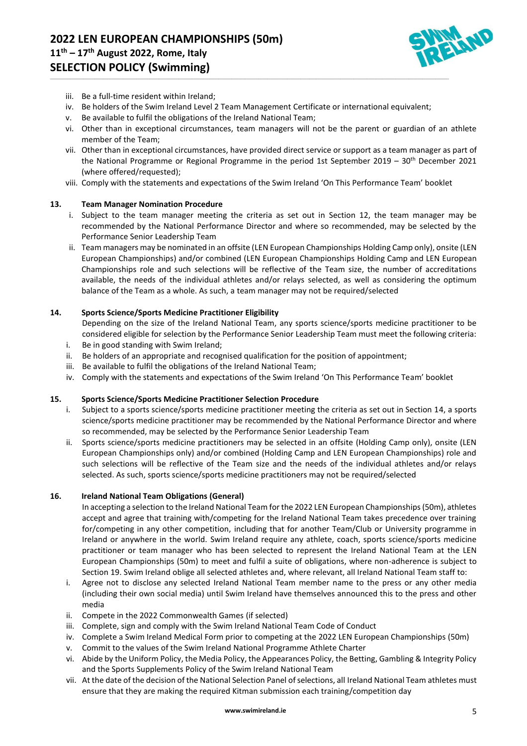iii. Be a full-time resident within Ireland;
iv. Be holders of the Swim Ireland Level 2 Team Management Certificate or international equivalent;
v. Be available to fulfil the obligations of the Ireland National Team;
vi. Other than in exceptional circumstances, team managers will not be the parent or guardian of an athlete member of the Team;
vii. Other than in exceptional circumstances, have provided direct service or support as a team manager as part of the National Programme or Regional Programme in the period 1st September 2019 – 30th December 2021 (where offered/requested);
viii. Comply with the statements and expectations of the Swim Ireland 'On This Performance Team' booklet

### 13. Team Manager Nomination Procedure

i. Subject to the team manager meeting the criteria as set out in Section 12, the team manager may be recommended by the National Performance Director and where so recommended, may be selected by the Performance Senior Leadership Team
ii. Team managers may be nominated in an offsite (LEN European Championships Holding Camp only), onsite (LEN European Championships) and/or combined (LEN European Championships Holding Camp and LEN European Championships role and such selections will be reflective of the Team size, the number of accreditations available, the needs of the individual athletes and/or relays selected, as well as considering the optimum balance of the Team as a whole. As such, a team manager may not be required/selected

### 14. Sports Science/Sports Medicine Practitioner Eligibility

Depending on the size of the Ireland National Team, any sports science/sports medicine practitioner to be considered eligible for selection by the Performance Senior Leadership Team must meet the following criteria:

i. Be in good standing with Swim Ireland;
ii. Be holders of an appropriate and recognised qualification for the position of appointment;
iii. Be available to fulfil the obligations of the Ireland National Team;
iv. Comply with the statements and expectations of the Swim Ireland 'On This Performance Team' booklet

### 15. Sports Science/Sports Medicine Practitioner Selection Procedure

i. Subject to a sports science/sports medicine practitioner meeting the criteria as set out in Section 14, a sports science/sports medicine practitioner may be recommended by the National Performance Director and where so recommended, may be selected by the Performance Senior Leadership Team
ii. Sports science/sports medicine practitioners may be selected in an offsite (Holding Camp only), onsite (LEN European Championships only) and/or combined (Holding Camp and LEN European Championships) role and such selections will be reflective of the Team size and the needs of the individual athletes and/or relays selected. As such, sports science/sports medicine practitioners may not be required/selected

### 16. Ireland National Team Obligations (General)

In accepting a selection to the Ireland National Team for the 2022 LEN European Championships (50m), athletes accept and agree that training with/competing for the Ireland National Team takes precedence over training for/competing in any other competition, including that for another Team/Club or University programme in Ireland or anywhere in the world. Swim Ireland require any athlete, coach, sports science/sports medicine practitioner or team manager who has been selected to represent the Ireland National Team at the LEN European Championships (50m) to meet and fulfil a suite of obligations, where non-adherence is subject to Section 19. Swim Ireland oblige all selected athletes and, where relevant, all Ireland National Team staff to:

i. Agree not to disclose any selected Ireland National Team member name to the press or any other media (including their own social media) until Swim Ireland have themselves announced this to the press and other media
ii. Compete in the 2022 Commonwealth Games (if selected)
iii. Complete, sign and comply with the Swim Ireland National Team Code of Conduct
iv. Complete a Swim Ireland Medical Form prior to competing at the 2022 LEN European Championships (50m)
v. Commit to the values of the Swim Ireland National Programme Athlete Charter
vi. Abide by the Uniform Policy, the Media Policy, the Appearances Policy, the Betting, Gambling & Integrity Policy and the Sports Supplements Policy of the Swim Ireland National Team
vii. At the date of the decision of the National Selection Panel of selections, all Ireland National Team athletes must ensure that they are making the required Kitman submission each training/competition day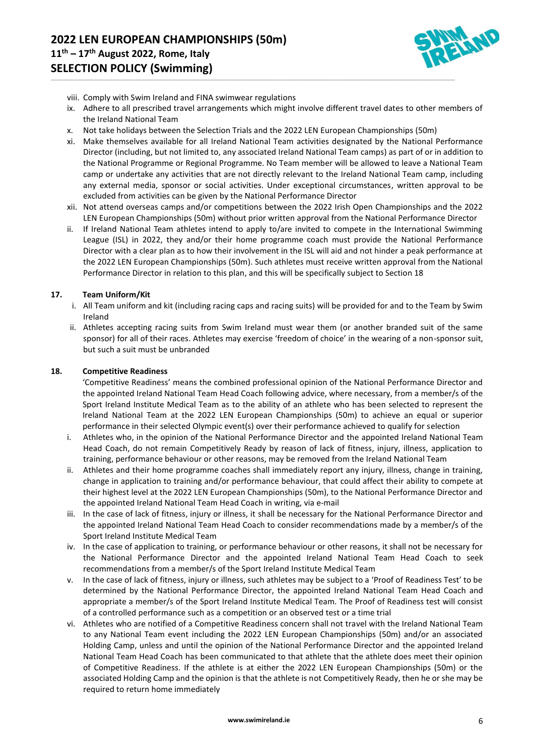viii. Comply with Swim Ireland and FINA swimwear regulations
ix. Adhere to all prescribed travel arrangements which might involve different travel dates to other members of the Ireland National Team
x. Not take holidays between the Selection Trials and the 2022 LEN European Championships (50m)
xi. Make themselves available for all Ireland National Team activities designated by the National Performance Director (including, but not limited to, any associated Ireland National Team camps) as part of or in addition to the National Programme or Regional Programme. No Team member will be allowed to leave a National Team camp or undertake any activities that are not directly relevant to the Ireland National Team camp, including any external media, sponsor or social activities. Under exceptional circumstances, written approval to be excluded from activities can be given by the National Performance Director
xii. Not attend overseas camps and/or competitions between the 2022 Irish Open Championships and the 2022 LEN European Championships (50m) without prior written approval from the National Performance Director
ii. If Ireland National Team athletes intend to apply to/are invited to compete in the International Swimming League (ISL) in 2022, they and/or their home programme coach must provide the National Performance Director with a clear plan as to how their involvement in the ISL will aid and not hinder a peak performance at the 2022 LEN European Championships (50m). Such athletes must receive written approval from the National Performance Director in relation to this plan, and this will be specifically subject to Section 18

## 17. Team Uniform/Kit

i. All Team uniform and kit (including racing caps and racing suits) will be provided for and to the Team by Swim Ireland
ii. Athletes accepting racing suits from Swim Ireland must wear them (or another branded suit of the same sponsor) for all of their races. Athletes may exercise 'freedom of choice' in the wearing of a non-sponsor suit, but such a suit must be unbranded

## 18. Competitive Readiness

'Competitive Readiness' means the combined professional opinion of the National Performance Director and the appointed Ireland National Team Head Coach following advice, where necessary, from a member/s of the Sport Ireland Institute Medical Team as to the ability of an athlete who has been selected to represent the Ireland National Team at the 2022 LEN European Championships (50m) to achieve an equal or superior performance in their selected Olympic event(s) over their performance achieved to qualify for selection

i. Athletes who, in the opinion of the National Performance Director and the appointed Ireland National Team Head Coach, do not remain Competitively Ready by reason of lack of fitness, injury, illness, application to training, performance behaviour or other reasons, may be removed from the Ireland National Team
ii. Athletes and their home programme coaches shall immediately report any injury, illness, change in training, change in application to training and/or performance behaviour, that could affect their ability to compete at their highest level at the 2022 LEN European Championships (50m), to the National Performance Director and the appointed Ireland National Team Head Coach in writing, via e-mail
iii. In the case of lack of fitness, injury or illness, it shall be necessary for the National Performance Director and the appointed Ireland National Team Head Coach to consider recommendations made by a member/s of the Sport Ireland Institute Medical Team
iv. In the case of application to training, or performance behaviour or other reasons, it shall not be necessary for the National Performance Director and the appointed Ireland National Team Head Coach to seek recommendations from a member/s of the Sport Ireland Institute Medical Team
v. In the case of lack of fitness, injury or illness, such athletes may be subject to a 'Proof of Readiness Test' to be determined by the National Performance Director, the appointed Ireland National Team Head Coach and appropriate a member/s of the Sport Ireland Institute Medical Team. The Proof of Readiness test will consist of a controlled performance such as a competition or an observed test or a time trial
vi. Athletes who are notified of a Competitive Readiness concern shall not travel with the Ireland National Team to any National Team event including the 2022 LEN European Championships (50m) and/or an associated Holding Camp, unless and until the opinion of the National Performance Director and the appointed Ireland National Team Head Coach has been communicated to that athlete that the athlete does meet their opinion of Competitive Readiness. If the athlete is at either the 2022 LEN European Championships (50m) or the associated Holding Camp and the opinion is that the athlete is not Competitively Ready, then he or she may be required to return home immediately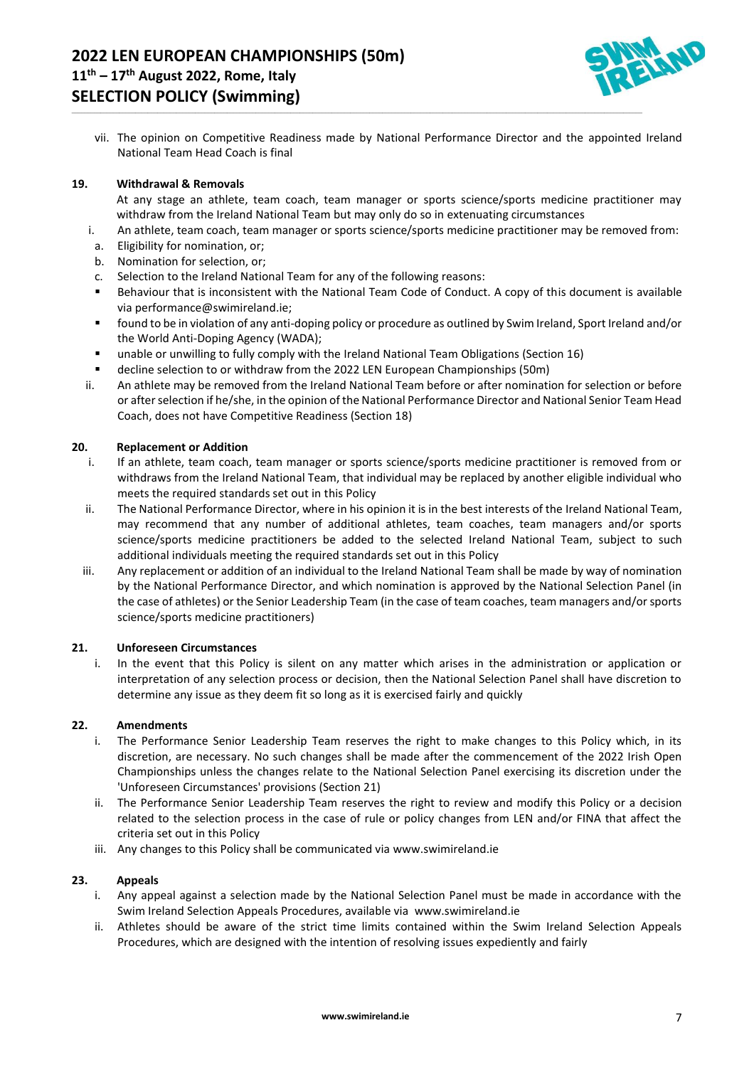vii. The opinion on Competitive Readiness made by National Performance Director and the appointed Ireland National Team Head Coach is final

**19. Withdrawal & Removals**

At any stage an athlete, team coach, team manager or sports science/sports medicine practitioner may withdraw from the Ireland National Team but may only do so in extenuating circumstances

i. An athlete, team coach, team manager or sports science/sports medicine practitioner may be removed from:

a. Eligibility for nomination, or;

b. Nomination for selection, or;

c. Selection to the Ireland National Team for any of the following reasons:

- Behaviour that is inconsistent with the National Team Code of Conduct. A copy of this document is available via performance@swimireland.ie;
- found to be in violation of any anti-doping policy or procedure as outlined by Swim Ireland, Sport Ireland and/or the World Anti-Doping Agency (WADA);
- unable or unwilling to fully comply with the Ireland National Team Obligations (Section 16)
- decline selection to or withdraw from the 2022 LEN European Championships (50m)

ii. An athlete may be removed from the Ireland National Team before or after nomination for selection or before or after selection if he/she, in the opinion of the National Performance Director and National Senior Team Head Coach, does not have Competitive Readiness (Section 18)

**20. Replacement or Addition**

i. If an athlete, team coach, team manager or sports science/sports medicine practitioner is removed from or withdraws from the Ireland National Team, that individual may be replaced by another eligible individual who meets the required standards set out in this Policy

ii. The National Performance Director, where in his opinion it is in the best interests of the Ireland National Team, may recommend that any number of additional athletes, team coaches, team managers and/or sports science/sports medicine practitioners be added to the selected Ireland National Team, subject to such additional individuals meeting the required standards set out in this Policy

iii. Any replacement or addition of an individual to the Ireland National Team shall be made by way of nomination by the National Performance Director, and which nomination is approved by the National Selection Panel (in the case of athletes) or the Senior Leadership Team (in the case of team coaches, team managers and/or sports science/sports medicine practitioners)

**21. Unforeseen Circumstances**

i. In the event that this Policy is silent on any matter which arises in the administration or application or interpretation of any selection process or decision, then the National Selection Panel shall have discretion to determine any issue as they deem fit so long as it is exercised fairly and quickly

**22. Amendments**

i. The Performance Senior Leadership Team reserves the right to make changes to this Policy which, in its discretion, are necessary. No such changes shall be made after the commencement of the 2022 Irish Open Championships unless the changes relate to the National Selection Panel exercising its discretion under the 'Unforeseen Circumstances' provisions (Section 21)

ii. The Performance Senior Leadership Team reserves the right to review and modify this Policy or a decision related to the selection process in the case of rule or policy changes from LEN and/or FINA that affect the criteria set out in this Policy

iii. Any changes to this Policy shall be communicated via www.swimireland.ie

**23. Appeals**

i. Any appeal against a selection made by the National Selection Panel must be made in accordance with the Swim Ireland Selection Appeals Procedures, available via www.swimireland.ie

ii. Athletes should be aware of the strict time limits contained within the Swim Ireland Selection Appeals Procedures, which are designed with the intention of resolving issues expediently and fairly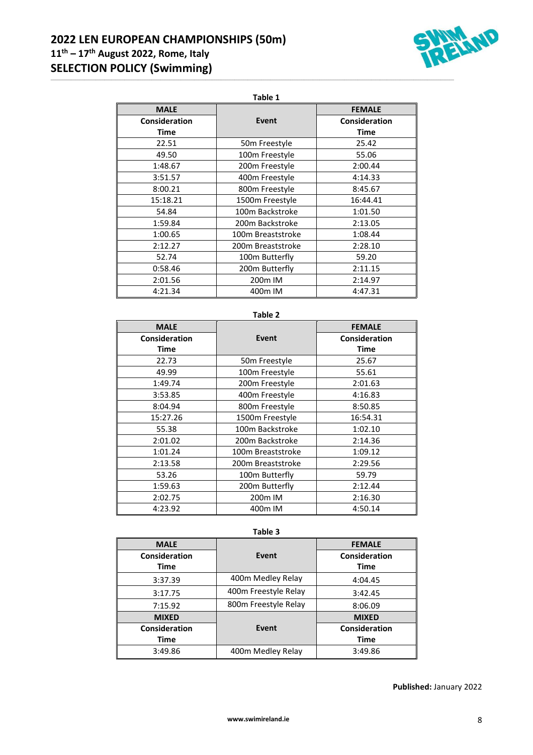# 2022 LEN EUROPEAN CHAMPIONSHIPS (50m)

## 11th – 17th August 2022, Rome, Italy

## SELECTION POLICY (Swimming)

**Table 1**

| MALE Consideration Time | Event | FEMALE Consideration Time |
|---|---|---|
| 22.51 | 50m Freestyle | 25.42 |
| 49.50 | 100m Freestyle | 55.06 |
| 1:48.67 | 200m Freestyle | 2:00.44 |
| 3:51.57 | 400m Freestyle | 4:14.33 |
| 8:00.21 | 800m Freestyle | 8:45.67 |
| 15:18.21 | 1500m Freestyle | 16:44.41 |
| 54.84 | 100m Backstroke | 1:01.50 |
| 1:59.84 | 200m Backstroke | 2:13.05 |
| 1:00.65 | 100m Breaststroke | 1:08.44 |
| 2:12.27 | 200m Breaststroke | 2:28.10 |
| 52.74 | 100m Butterfly | 59.20 |
| 0:58.46 | 200m Butterfly | 2:11.15 |
| 2:01.56 | 200m IM | 2:14.97 |
| 4:21.34 | 400m IM | 4:47.31 |

**Table 2**

| MALE Consideration Time | Event | FEMALE Consideration Time |
|---|---|---|
| 22.73 | 50m Freestyle | 25.67 |
| 49.99 | 100m Freestyle | 55.61 |
| 1:49.74 | 200m Freestyle | 2:01.63 |
| 3:53.85 | 400m Freestyle | 4:16.83 |
| 8:04.94 | 800m Freestyle | 8:50.85 |
| 15:27.26 | 1500m Freestyle | 16:54.31 |
| 55.38 | 100m Backstroke | 1:02.10 |
| 2:01.02 | 200m Backstroke | 2:14.36 |
| 1:01.24 | 100m Breaststroke | 1:09.12 |
| 2:13.58 | 200m Breaststroke | 2:29.56 |
| 53.26 | 100m Butterfly | 59.79 |
| 1:59.63 | 200m Butterfly | 2:12.44 |
| 2:02.75 | 200m IM | 2:16.30 |
| 4:23.92 | 400m IM | 4:50.14 |

**Table 3**

| MALE Consideration Time | Event | FEMALE Consideration Time |
|---|---|---|
| 3:37.39 | 400m Medley Relay | 4:04.45 |
| 3:17.75 | 400m Freestyle Relay | 3:42.45 |
| 7:15.92 | 800m Freestyle Relay | 8:06.09 |
| **MIXED Consideration Time** | **Event** | **MIXED Consideration Time** |
| 3:49.86 | 400m Medley Relay | 3:49.86 |

**Published:** January 2022

www.swimireland.ie